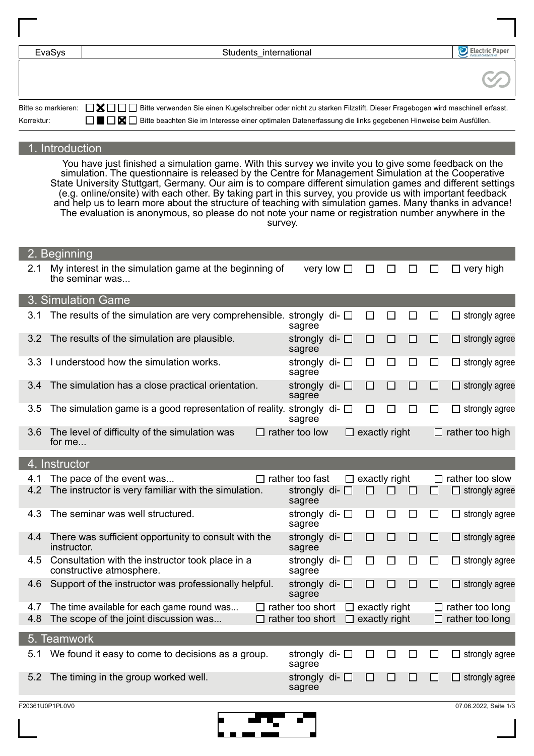| EvaSys | Students_international | Electric Paper |
|---|---|---|

Bitte so markieren: ☐ ☒ ☐ ☐ ☐ Bitte verwenden Sie einen Kugelschreiber oder nicht zu starken Filzstift. Dieser Fragebogen wird maschinell erfasst.

Korrektur: ☐ ■ ☐ ☒ ☐ Bitte beachten Sie im Interesse einer optimalen Datenerfassung die links gegebenen Hinweise beim Ausfüllen.

## 1. Introduction

You have just finished a simulation game. With this survey we invite you to give some feedback on the simulation. The questionnaire is released by the Centre for Management Simulation at the Cooperative State University Stuttgart, Germany. Our aim is to compare different simulation games and different settings (e.g. online/onsite) with each other. By taking part in this survey, you provide us with important feedback and help us to learn more about the structure of teaching with simulation games. Many thanks in advance! The evaluation is anonymous, so please do not note your name or registration number anywhere in the survey.

## 2. Beginning

2.1 My interest in the simulation game at the beginning of the seminar was... very low ☐ ☐ ☐ ☐ ☐ ☐ very high

## 3. Simulation Game

3.1 The results of the simulation are very comprehensible. strongly disagree ☐ ☐ ☐ ☐ ☐ ☐ strongly agree

3.2 The results of the simulation are plausible. strongly disagree ☐ ☐ ☐ ☐ ☐ ☐ strongly agree

3.3 I understood how the simulation works. strongly disagree ☐ ☐ ☐ ☐ ☐ ☐ strongly agree

3.4 The simulation has a close practical orientation. strongly disagree ☐ ☐ ☐ ☐ ☐ ☐ strongly agree

3.5 The simulation game is a good representation of reality. strongly disagree ☐ ☐ ☐ ☐ ☐ ☐ strongly agree

3.6 The level of difficulty of the simulation was for me... ☐ rather too low ☐ exactly right ☐ rather too high

## 4. Instructor

4.1 The pace of the event was... ☐ rather too fast ☐ exactly right ☐ rather too slow

4.2 The instructor is very familiar with the simulation. strongly disagree ☐ ☐ ☐ ☐ ☐ ☐ strongly agree

4.3 The seminar was well structured. strongly disagree ☐ ☐ ☐ ☐ ☐ ☐ strongly agree

4.4 There was sufficient opportunity to consult with the instructor. strongly disagree ☐ ☐ ☐ ☐ ☐ ☐ strongly agree

4.5 Consultation with the instructor took place in a constructive atmosphere. strongly disagree ☐ ☐ ☐ ☐ ☐ ☐ strongly agree

4.6 Support of the instructor was professionally helpful. strongly disagree ☐ ☐ ☐ ☐ ☐ ☐ strongly agree

4.7 The time available for each game round was... ☐ rather too short ☐ exactly right ☐ rather too long

4.8 The scope of the joint discussion was... ☐ rather too short ☐ exactly right ☐ rather too long

## 5. Teamwork

5.1 We found it easy to come to decisions as a group. strongly disagree ☐ ☐ ☐ ☐ ☐ ☐ strongly agree

5.2 The timing in the group worked well. strongly disagree ☐ ☐ ☐ ☐ ☐ ☐ strongly agree

F20361U0P1PL0V0 07.06.2022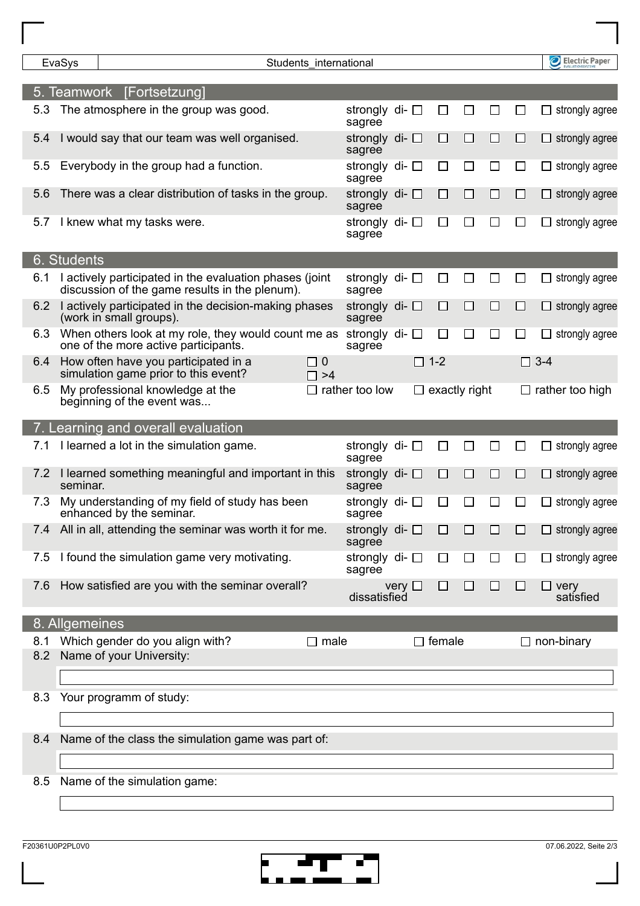## 5. Teamwork [Fortsetzung]

| | | strongly disagree | | | | | strongly agree |
|---|---|---|---|---|---|---|---|
| 5.3 | The atmosphere in the group was good. | ☐ | ☐ | ☐ | ☐ | ☐ | ☐ |
| 5.4 | I would say that our team was well organised. | ☐ | ☐ | ☐ | ☐ | ☐ | ☐ |
| 5.5 | Everybody in the group had a function. | ☐ | ☐ | ☐ | ☐ | ☐ | ☐ |
| 5.6 | There was a clear distribution of tasks in the group. | ☐ | ☐ | ☐ | ☐ | ☐ | ☐ |
| 5.7 | I knew what my tasks were. | ☐ | ☐ | ☐ | ☐ | ☐ | ☐ |

## 6. Students

| | | strongly disagree | | | | | strongly agree |
|---|---|---|---|---|---|---|---|
| 6.1 | I actively participated in the evaluation phases (joint discussion of the game results in the plenum). | ☐ | ☐ | ☐ | ☐ | ☐ | ☐ |
| 6.2 | I actively participated in the decision-making phases (work in small groups). | ☐ | ☐ | ☐ | ☐ | ☐ | ☐ |
| 6.3 | When others look at my role, they would count me as one of the more active participants. | ☐ | ☐ | ☐ | ☐ | ☐ | ☐ |

6.4 How often have you participated in a simulation game prior to this event?
☐ 0 ☐ 1-2 ☐ 3-4 ☐ >4

6.5 My professional knowledge at the beginning of the event was...
☐ rather too low ☐ exactly right ☐ rather too high

## 7. Learning and overall evaluation

| | | strongly disagree | | | | | strongly agree |
|---|---|---|---|---|---|---|---|
| 7.1 | I learned a lot in the simulation game. | ☐ | ☐ | ☐ | ☐ | ☐ | ☐ |
| 7.2 | I learned something meaningful and important in this seminar. | ☐ | ☐ | ☐ | ☐ | ☐ | ☐ |
| 7.3 | My understanding of my field of study has been enhanced by the seminar. | ☐ | ☐ | ☐ | ☐ | ☐ | ☐ |
| 7.4 | All in all, attending the seminar was worth it for me. | ☐ | ☐ | ☐ | ☐ | ☐ | ☐ |
| 7.5 | I found the simulation game very motivating. | ☐ | ☐ | ☐ | ☐ | ☐ | ☐ |

| | | very dissatisfied | | | | | very satisfied |
|---|---|---|---|---|---|---|---|
| 7.6 | How satisfied are you with the seminar overall? | ☐ | ☐ | ☐ | ☐ | ☐ | ☐ |

## 8. Allgemeines

8.1 Which gender do you align with?
☐ male ☐ female ☐ non-binary

8.2 Name of your University:

\_\_\_\_\_\_\_\_\_\_\_\_\_\_\_\_\_\_\_\_\_\_\_\_\_\_\_\_\_\_\_\_

8.3 Your programm of study:

\_\_\_\_\_\_\_\_\_\_\_\_\_\_\_\_\_\_\_\_\_\_\_\_\_\_\_\_\_\_\_\_

8.4 Name of the class the simulation game was part of:

\_\_\_\_\_\_\_\_\_\_\_\_\_\_\_\_\_\_\_\_\_\_\_\_\_\_\_\_\_\_\_\_

8.5 Name of the simulation game:

\_\_\_\_\_\_\_\_\_\_\_\_\_\_\_\_\_\_\_\_\_\_\_\_\_\_\_\_\_\_\_\_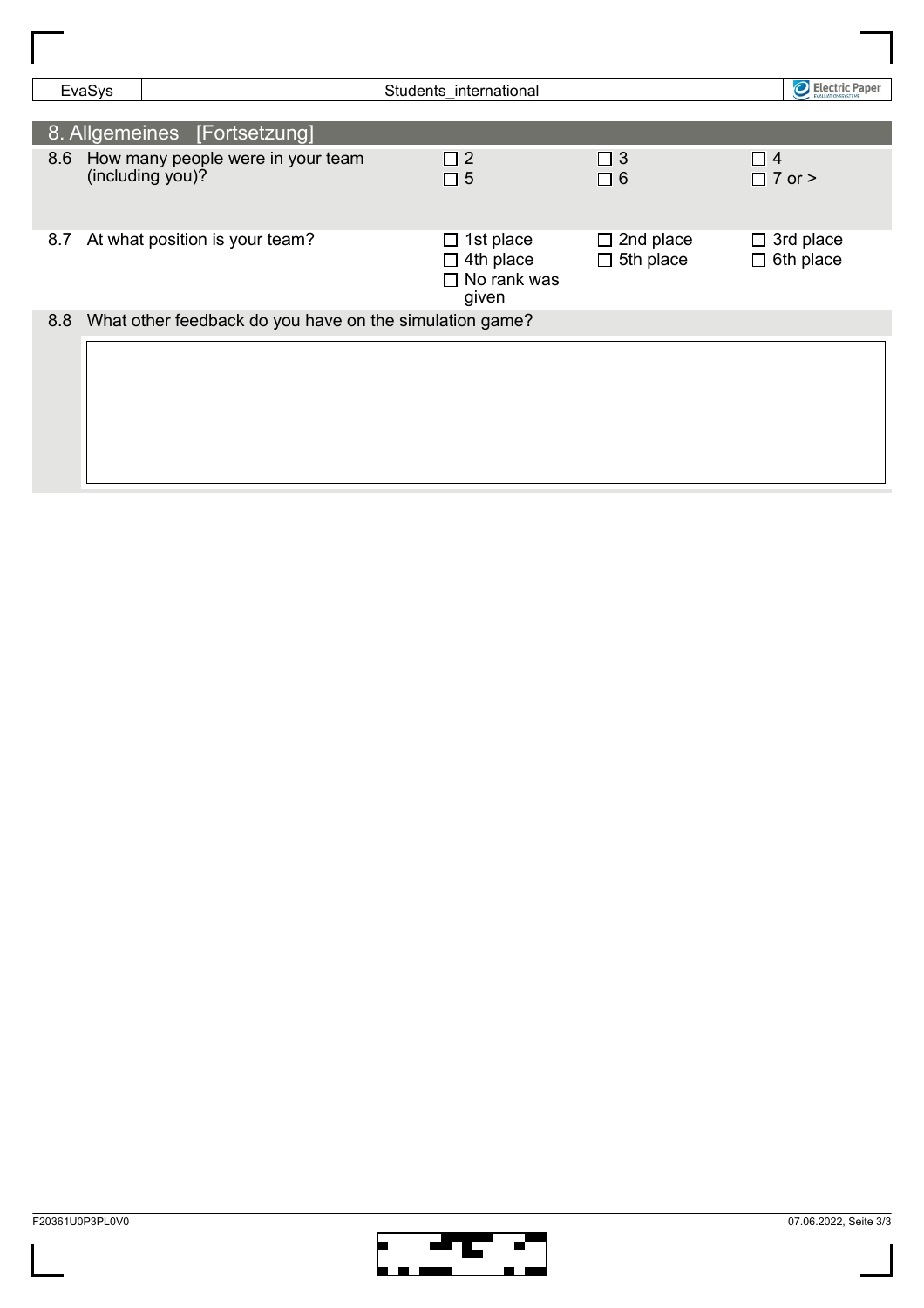## 8. Allgemeines [Fortsetzung]

8.6 How many people were in your team (including you)?

- ☐ 2
- ☐ 3
- ☐ 4
- ☐ 5
- ☐ 6
- ☐ 7 or >

8.7 At what position is your team?

- ☐ 1st place
- ☐ 2nd place
- ☐ 3rd place
- ☐ 4th place
- ☐ 5th place
- ☐ 6th place
- ☐ No rank was given

8.8 What other feedback do you have on the simulation game?